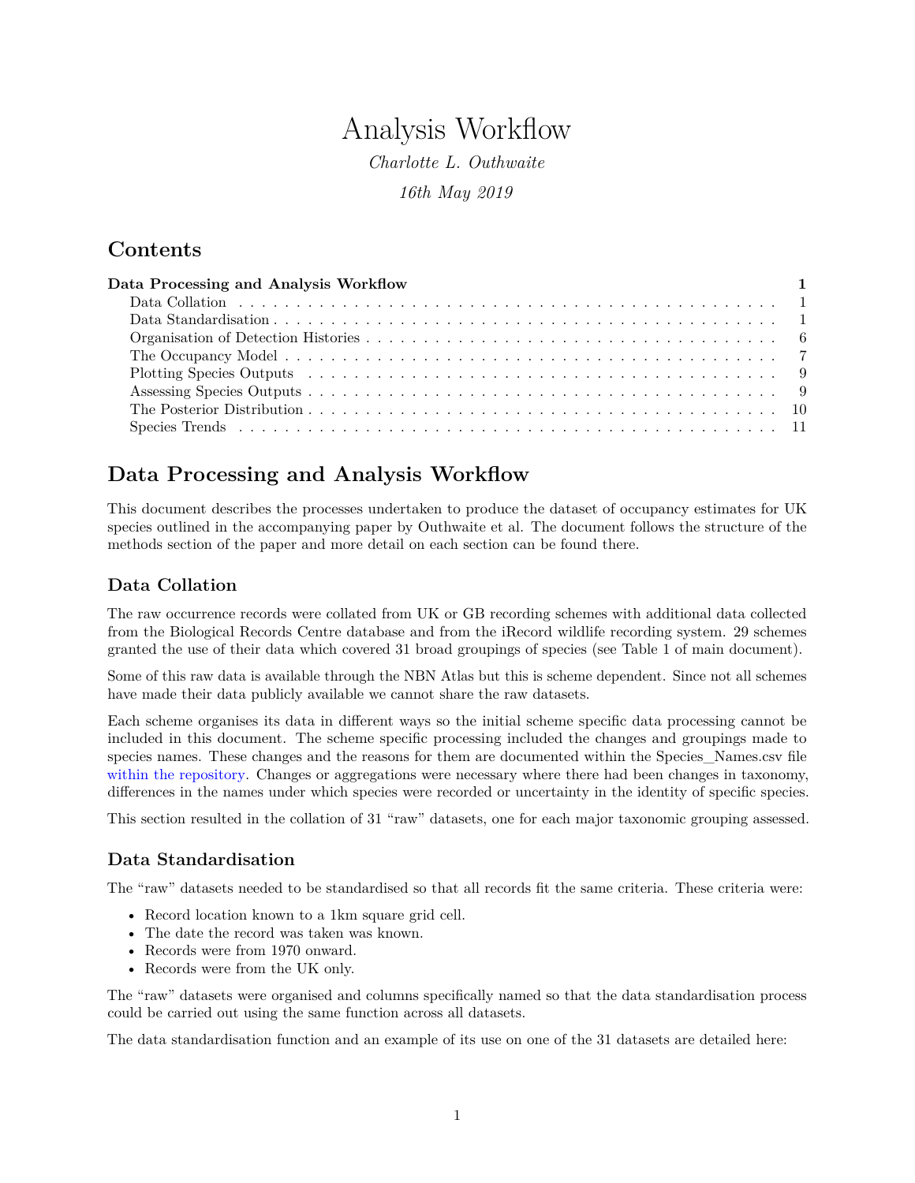# Analysis Workflow

*Charlotte L. Outhwaite*

*16th May 2019*

## Contents

**Data Processing and Analysis Workflow** **1**
- Data Collation . . . 1
- Data Standardisation . . . 1
- Organisation of Detection Histories . . . 6
- The Occupancy Model . . . 7
- Plotting Species Outputs . . . 9
- Assessing Species Outputs . . . 9
- The Posterior Distribution . . . 10
- Species Trends . . . 11

## Data Processing and Analysis Workflow

This document describes the processes undertaken to produce the dataset of occupancy estimates for UK species outlined in the accompanying paper by Outhwaite et al. The document follows the structure of the methods section of the paper and more detail on each section can be found there.

### Data Collation

The raw occurrence records were collated from UK or GB recording schemes with additional data collected from the Biological Records Centre database and from the iRecord wildlife recording system. 29 schemes granted the use of their data which covered 31 broad groupings of species (see Table 1 of main document).

Some of this raw data is available through the NBN Atlas but this is scheme dependent. Since not all schemes have made their data publicly available we cannot share the raw datasets.

Each scheme organises its data in different ways so the initial scheme specific data processing cannot be included in this document. The scheme specific processing included the changes and groupings made to species names. These changes and the reasons for them are documented within the Species_Names.csv file within the repository. Changes or aggregations were necessary where there had been changes in taxonomy, differences in the names under which species were recorded or uncertainty in the identity of specific species.

This section resulted in the collation of 31 "raw" datasets, one for each major taxonomic grouping assessed.

### Data Standardisation

The "raw" datasets needed to be standardised so that all records fit the same criteria. These criteria were:

- Record location known to a 1km square grid cell.
- The date the record was taken was known.
- Records were from 1970 onward.
- Records were from the UK only.

The "raw" datasets were organised and columns specifically named so that the data standardisation process could be carried out using the same function across all datasets.

The data standardisation function and an example of its use on one of the 31 datasets are detailed here: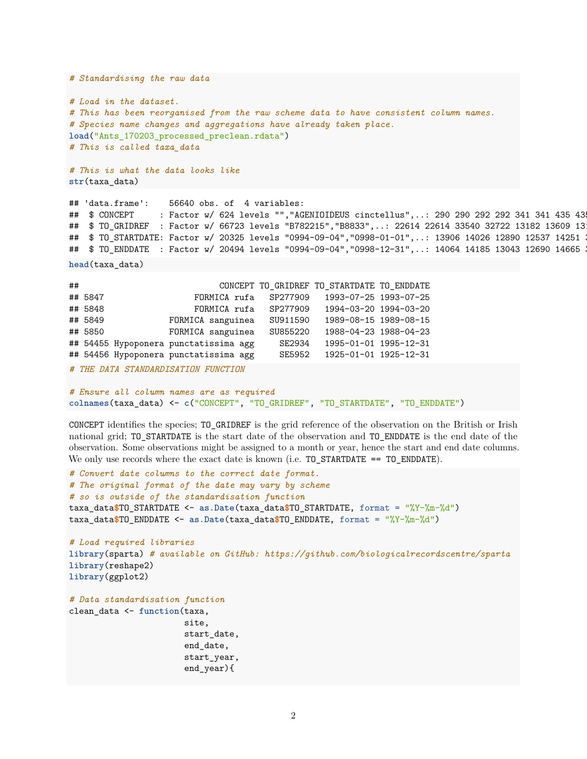```r
# Standardising the raw data

# Load in the dataset.
# This has been reorganised from the raw scheme data to have consistent column names.
# Species name changes and aggregations have already taken place.
load("Ants_170203_processed_preclean.rdata")
# This is called taxa_data

# This is what the data looks like
str(taxa_data)
```

```
## 'data.frame':    56640 obs. of  4 variables:
##  $ CONCEPT     : Factor w/ 624 levels "","AGENIOIDEUS cinctellus",..: 290 290 292 292 341 341 435 435
##  $ TO_GRIDREF  : Factor w/ 66723 levels "B782215","B8833",..: 22614 22614 33540 32722 13182 13609 131
##  $ TO_STARTDATE: Factor w/ 20325 levels "0994-09-04","0998-01-01",..: 13906 14026 12890 12537 14251 1
##  $ TO_ENDDATE  : Factor w/ 20494 levels "0994-09-04","0998-12-31",..: 14064 14185 13043 12690 14665 1
```

```r
head(taxa_data)
```

```
##                            CONCEPT TO_GRIDREF TO_STARTDATE TO_ENDDATE
## 5847                 FORMICA rufa   SP277909   1993-07-25 1993-07-25
## 5848                 FORMICA rufa   SP277909   1994-03-20 1994-03-20
## 5849            FORMICA sanguinea   SU911590   1989-08-15 1989-08-15
## 5850            FORMICA sanguinea   SU855220   1988-04-23 1988-04-23
## 54455 Hypoponera punctatissima agg     SE2934   1995-01-01 1995-12-31
## 54456 Hypoponera punctatissima agg     SE5952   1925-01-01 1925-12-31
```

```r
# THE DATA STANDARDISATION FUNCTION

# Ensure all column names are as required
colnames(taxa_data) <- c("CONCEPT", "TO_GRIDREF", "TO_STARTDATE", "TO_ENDDATE")
```

CONCEPT identifies the species; TO_GRIDREF is the grid reference of the observation on the British or Irish national grid; TO_STARTDATE is the start date of the observation and TO_ENDDATE is the end date of the observation. Some observations might be assigned to a month or year, hence the start and end date columns. We only use records where the exact date is known (i.e. TO_STARTDATE == TO_ENDDATE).

```r
# Convert date columns to the correct date format.
# The original format of the date may vary by scheme
# so is outside of the standardisation function
taxa_data$TO_STARTDATE <- as.Date(taxa_data$TO_STARTDATE, format = "%Y-%m-%d")
taxa_data$TO_ENDDATE <- as.Date(taxa_data$TO_ENDDATE, format = "%Y-%m-%d")

# Load required libraries
library(sparta) # available on GitHub: https://github.com/biologicalrecordscentre/sparta
library(reshape2)
library(ggplot2)

# Data standardisation function
clean_data <- function(taxa,
                       site,
                       start_date,
                       end_date,
                       start_year,
                       end_year){
```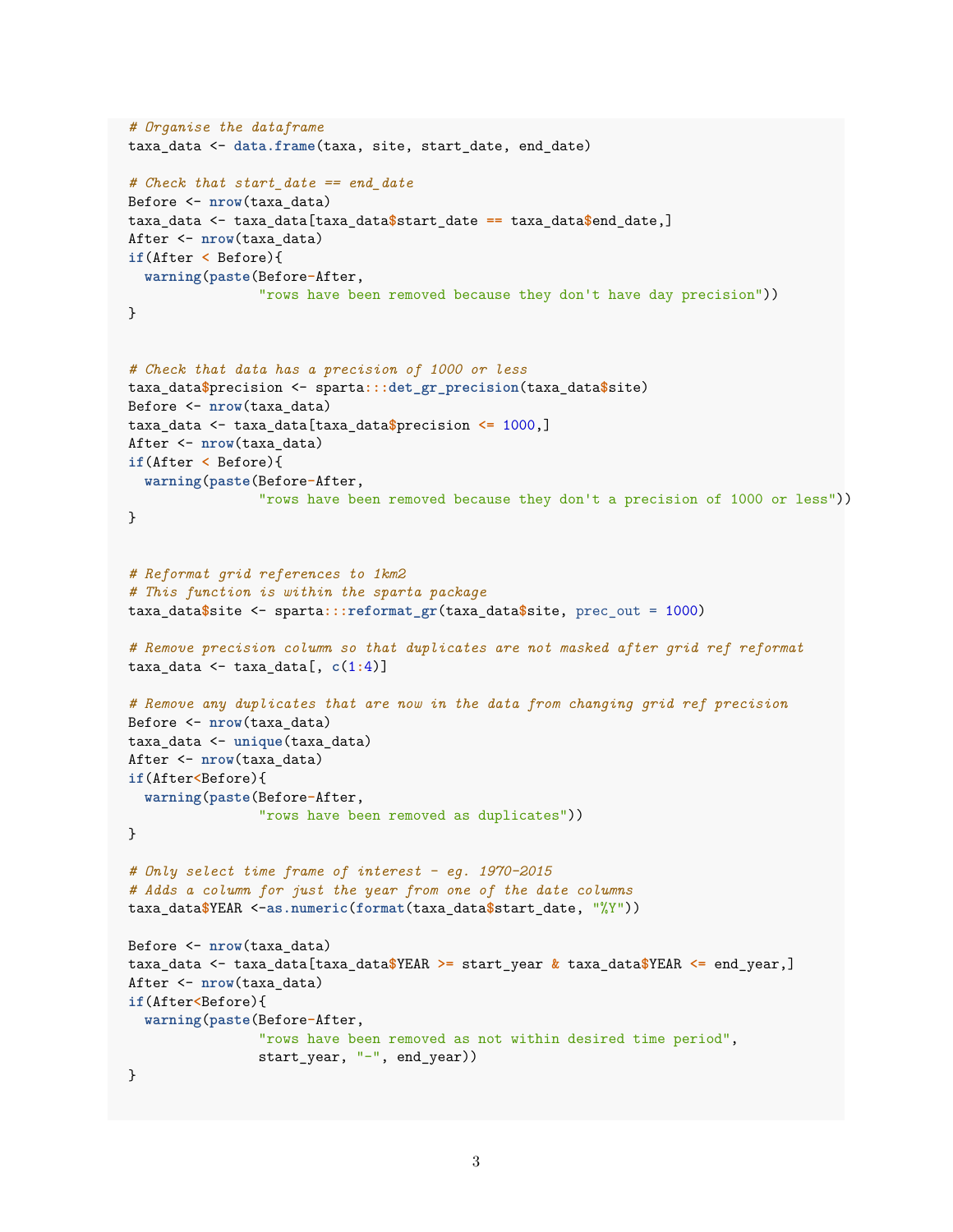```r
# Organise the dataframe
taxa_data <- data.frame(taxa, site, start_date, end_date)

# Check that start_date == end_date
Before <- nrow(taxa_data)
taxa_data <- taxa_data[taxa_data$start_date == taxa_data$end_date,]
After <- nrow(taxa_data)
if(After < Before){
  warning(paste(Before-After,
                "rows have been removed because they don't have day precision"))
}


# Check that data has a precision of 1000 or less
taxa_data$precision <- sparta:::det_gr_precision(taxa_data$site)
Before <- nrow(taxa_data)
taxa_data <- taxa_data[taxa_data$precision <= 1000,]
After <- nrow(taxa_data)
if(After < Before){
  warning(paste(Before-After,
                "rows have been removed because they don't a precision of 1000 or less"))
}


# Reformat grid references to 1km2
# This function is within the sparta package
taxa_data$site <- sparta:::reformat_gr(taxa_data$site, prec_out = 1000)

# Remove precision column so that duplicates are not masked after grid ref reformat
taxa_data <- taxa_data[, c(1:4)]

# Remove any duplicates that are now in the data from changing grid ref precision
Before <- nrow(taxa_data)
taxa_data <- unique(taxa_data)
After <- nrow(taxa_data)
if(After<Before){
  warning(paste(Before-After,
                "rows have been removed as duplicates"))
}

# Only select time frame of interest - eg. 1970-2015
# Adds a column for just the year from one of the date columns
taxa_data$YEAR <-as.numeric(format(taxa_data$start_date, "%Y"))

Before <- nrow(taxa_data)
taxa_data <- taxa_data[taxa_data$YEAR >= start_year & taxa_data$YEAR <= end_year,]
After <- nrow(taxa_data)
if(After<Before){
  warning(paste(Before-After,
                "rows have been removed as not within desired time period",
                start_year, "-", end_year))
}
```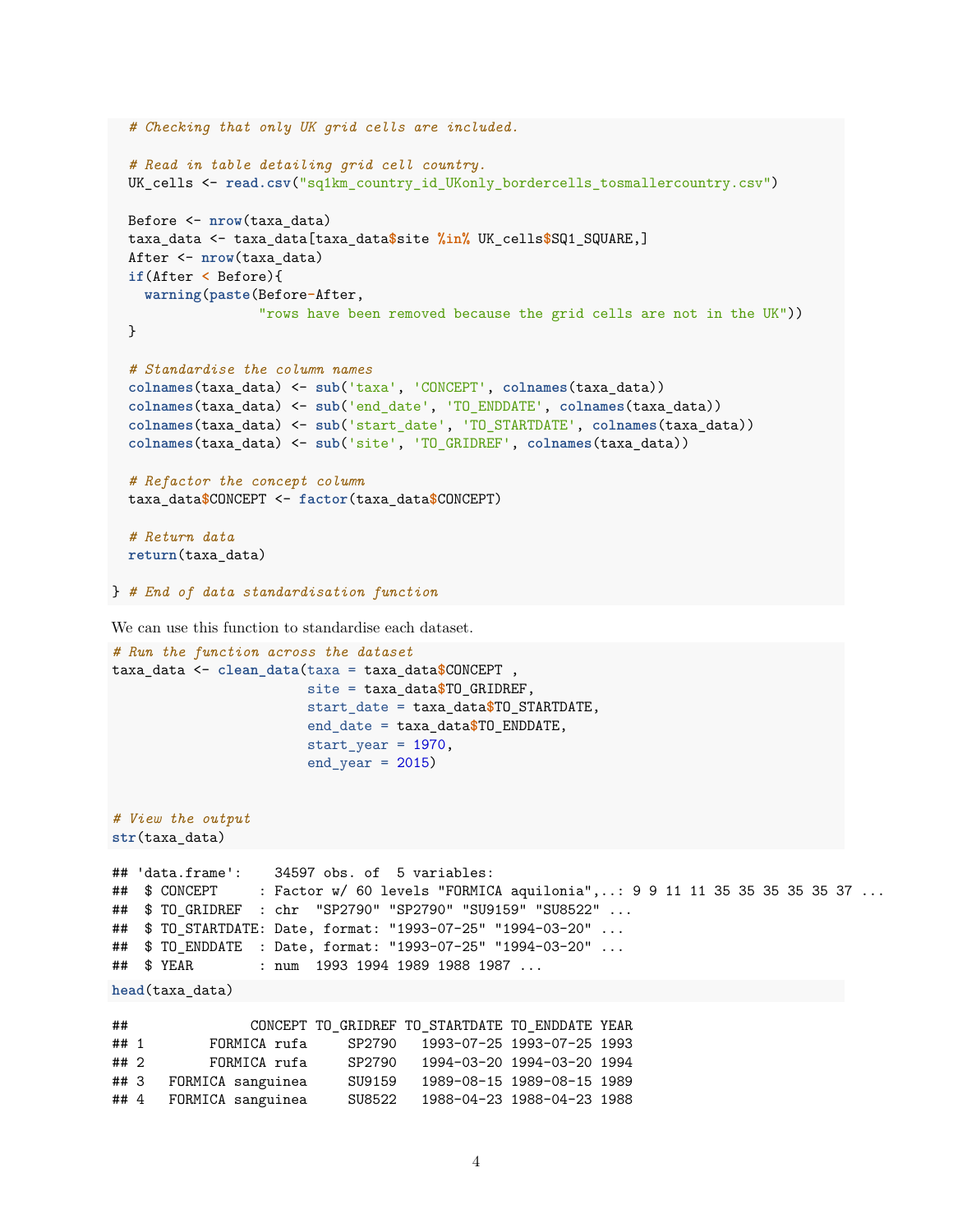```
  # Checking that only UK grid cells are included.

  # Read in table detailing grid cell country.
  UK_cells <- read.csv("sq1km_country_id_UKonly_bordercells_tosmallercountry.csv")

  Before <- nrow(taxa_data)
  taxa_data <- taxa_data[taxa_data$site %in% UK_cells$SQ1_SQUARE,]
  After <- nrow(taxa_data)
  if(After < Before){
    warning(paste(Before-After,
                  "rows have been removed because the grid cells are not in the UK"))
  }

  # Standardise the column names
  colnames(taxa_data) <- sub('taxa', 'CONCEPT', colnames(taxa_data))
  colnames(taxa_data) <- sub('end_date', 'TO_ENDDATE', colnames(taxa_data))
  colnames(taxa_data) <- sub('start_date', 'TO_STARTDATE', colnames(taxa_data))
  colnames(taxa_data) <- sub('site', 'TO_GRIDREF', colnames(taxa_data))

  # Refactor the concept column
  taxa_data$CONCEPT <- factor(taxa_data$CONCEPT)

  # Return data
  return(taxa_data)

} # End of data standardisation function
```

We can use this function to standardise each dataset.

```
# Run the function across the dataset
taxa_data <- clean_data(taxa = taxa_data$CONCEPT ,
                        site = taxa_data$TO_GRIDREF,
                        start_date = taxa_data$TO_STARTDATE,
                        end_date = taxa_data$TO_ENDDATE,
                        start_year = 1970,
                        end_year = 2015)


# View the output
str(taxa_data)
```

```
## 'data.frame':    34597 obs. of  5 variables:
##  $ CONCEPT     : Factor w/ 60 levels "FORMICA aquilonia",..: 9 9 11 11 35 35 35 35 35 37 ...
##  $ TO_GRIDREF  : chr  "SP2790" "SP2790" "SU9159" "SU8522" ...
##  $ TO_STARTDATE: Date, format: "1993-07-25" "1994-03-20" ...
##  $ TO_ENDDATE  : Date, format: "1993-07-25" "1994-03-20" ...
##  $ YEAR        : num  1993 1994 1989 1988 1987 ...
```

```
head(taxa_data)
```

```
##               CONCEPT TO_GRIDREF TO_STARTDATE TO_ENDDATE YEAR
## 1        FORMICA rufa     SP2790   1993-07-25 1993-07-25 1993
## 2        FORMICA rufa     SP2790   1994-03-20 1994-03-20 1994
## 3   FORMICA sanguinea     SU9159   1989-08-15 1989-08-15 1989
## 4   FORMICA sanguinea     SU8522   1988-04-23 1988-04-23 1988
```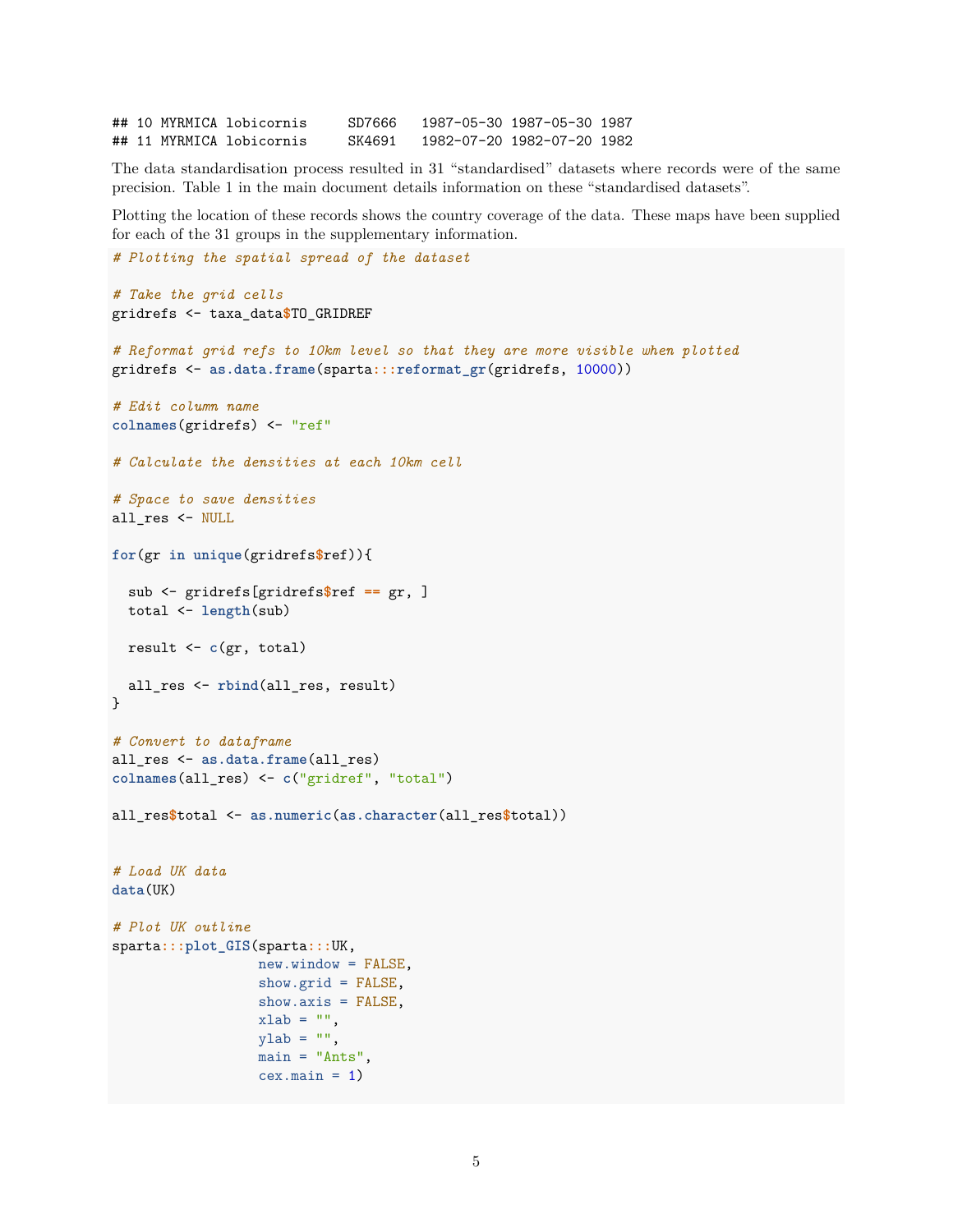```
## 10 MYRMICA lobicornis     SD7666   1987-05-30 1987-05-30 1987
## 11 MYRMICA lobicornis     SK4691   1982-07-20 1982-07-20 1982
```

The data standardisation process resulted in 31 "standardised" datasets where records were of the same precision. Table 1 in the main document details information on these "standardised datasets".

Plotting the location of these records shows the country coverage of the data. These maps have been supplied for each of the 31 groups in the supplementary information.

```r
# Plotting the spatial spread of the dataset

# Take the grid cells
gridrefs <- taxa_data$TO_GRIDREF

# Reformat grid refs to 10km level so that they are more visible when plotted
gridrefs <- as.data.frame(sparta:::reformat_gr(gridrefs, 10000))

# Edit column name
colnames(gridrefs) <- "ref"

# Calculate the densities at each 10km cell

# Space to save densities
all_res <- NULL

for(gr in unique(gridrefs$ref)){

  sub <- gridrefs[gridrefs$ref == gr, ]
  total <- length(sub)

  result <- c(gr, total)

  all_res <- rbind(all_res, result)
}

# Convert to dataframe
all_res <- as.data.frame(all_res)
colnames(all_res) <- c("gridref", "total")

all_res$total <- as.numeric(as.character(all_res$total))


# Load UK data
data(UK)

# Plot UK outline
sparta:::plot_GIS(sparta:::UK,
                  new.window = FALSE,
                  show.grid = FALSE,
                  show.axis = FALSE,
                  xlab = "",
                  ylab = "",
                  main = "Ants",
                  cex.main = 1)
```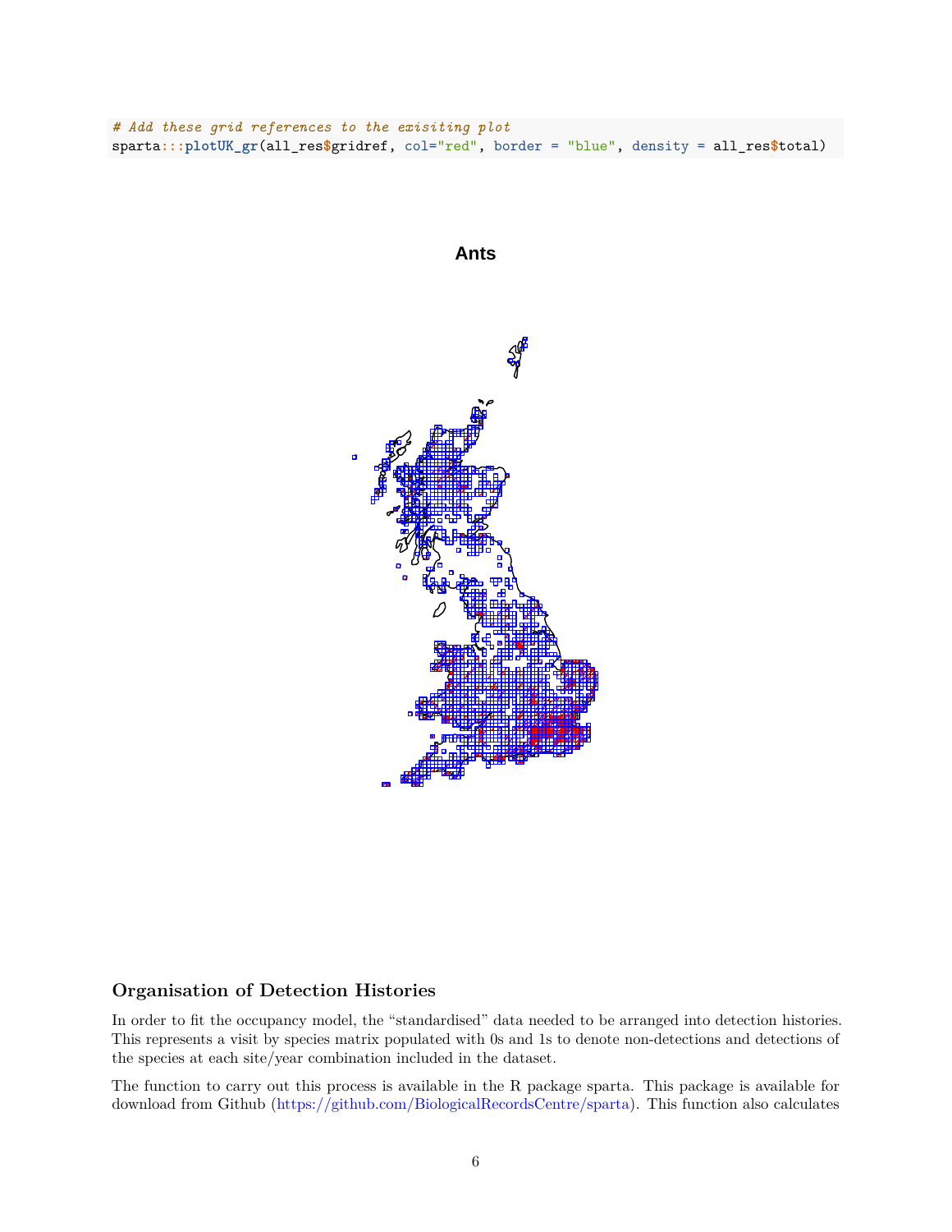```r
# Add these grid references to the exisiting plot
sparta:::plotUK_gr(all_res$gridref, col="red", border = "blue", density = all_res$total)
```

## Organisation of Detection Histories

In order to fit the occupancy model, the "standardised" data needed to be arranged into detection histories. This represents a visit by species matrix populated with 0s and 1s to denote non-detections and detections of the species at each site/year combination included in the dataset.

The function to carry out this process is available in the R package sparta. This package is available for download from Github (https://github.com/BiologicalRecordsCentre/sparta). This function also calculates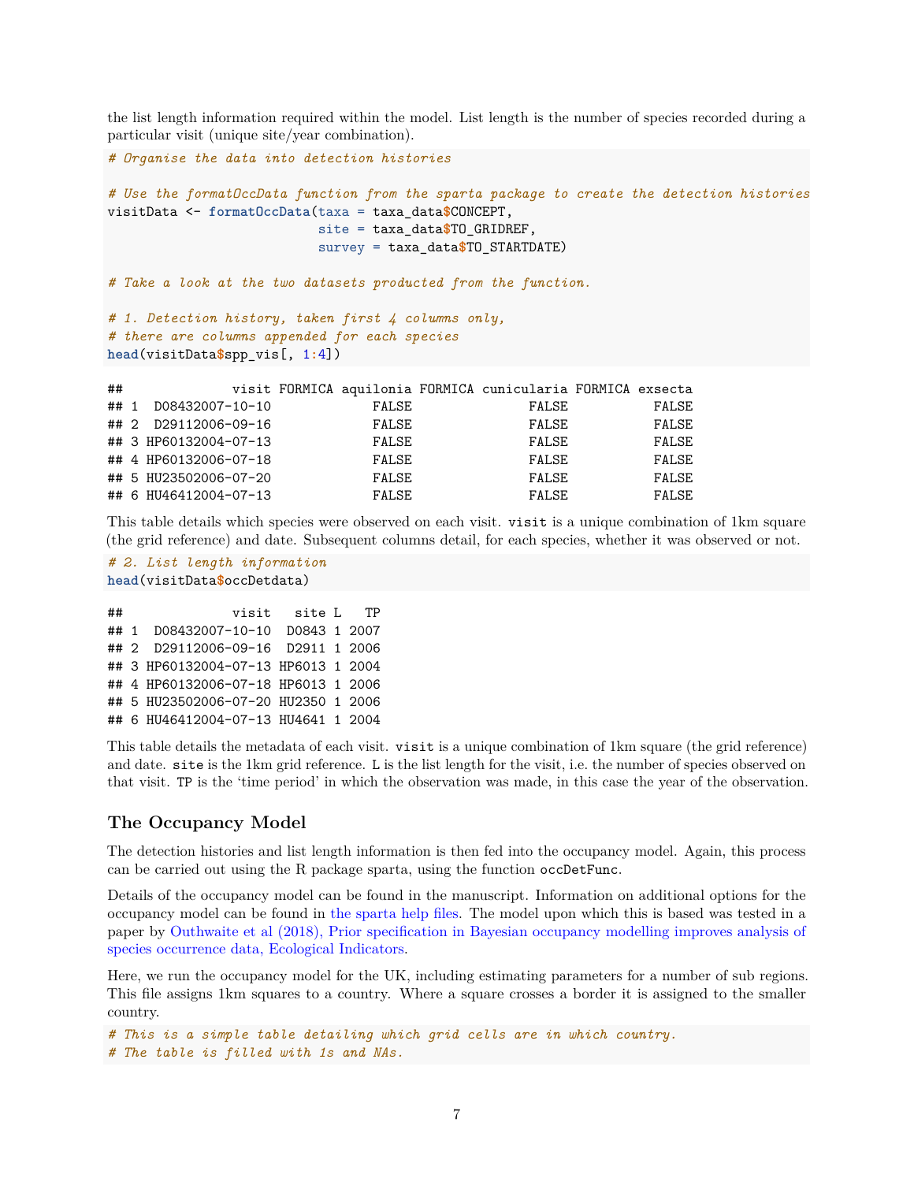the list length information required within the model. List length is the number of species recorded during a particular visit (unique site/year combination).

```
# Organise the data into detection histories

# Use the formatOccData function from the sparta package to create the detection histories
visitData <- formatOccData(taxa = taxa_data$CONCEPT,
                           site = taxa_data$TO_GRIDREF,
                           survey = taxa_data$TO_STARTDATE)

# Take a look at the two datasets producted from the function.

# 1. Detection history, taken first 4 columns only,
# there are columns appended for each species
head(visitData$spp_vis[, 1:4])
```

```
##              visit FORMICA aquilonia FORMICA cunicularia FORMICA exsecta
## 1  D08432007-10-10             FALSE               FALSE           FALSE
## 2  D29112006-09-16             FALSE               FALSE           FALSE
## 3 HP60132004-07-13             FALSE               FALSE           FALSE
## 4 HP60132006-07-18             FALSE               FALSE           FALSE
## 5 HU23502006-07-20             FALSE               FALSE           FALSE
## 6 HU46412004-07-13             FALSE               FALSE           FALSE
```

This table details which species were observed on each visit. `visit` is a unique combination of 1km square (the grid reference) and date. Subsequent columns detail, for each species, whether it was observed or not.

```
# 2. List length information
head(visitData$occDetdata)
```

```
##              visit   site L   TP
## 1  D08432007-10-10  D0843 1 2007
## 2  D29112006-09-16  D2911 1 2006
## 3 HP60132004-07-13 HP6013 1 2004
## 4 HP60132006-07-18 HP6013 1 2006
## 5 HU23502006-07-20 HU2350 1 2006
## 6 HU46412004-07-13 HU4641 1 2004
```

This table details the metadata of each visit. `visit` is a unique combination of 1km square (the grid reference) and date. `site` is the 1km grid reference. `L` is the list length for the visit, i.e. the number of species observed on that visit. `TP` is the 'time period' in which the observation was made, in this case the year of the observation.

## The Occupancy Model

The detection histories and list length information is then fed into the occupancy model. Again, this process can be carried out using the R package sparta, using the function `occDetFunc`.

Details of the occupancy model can be found in the manuscript. Information on additional options for the occupancy model can be found in the sparta help files. The model upon which this is based was tested in a paper by Outhwaite et al (2018), Prior specification in Bayesian occupancy modelling improves analysis of species occurrence data, Ecological Indicators.

Here, we run the occupancy model for the UK, including estimating parameters for a number of sub regions. This file assigns 1km squares to a country. Where a square crosses a border it is assigned to the smaller country.

```
# This is a simple table detailing which grid cells are in which country.
# The table is filled with 1s and NAs.
```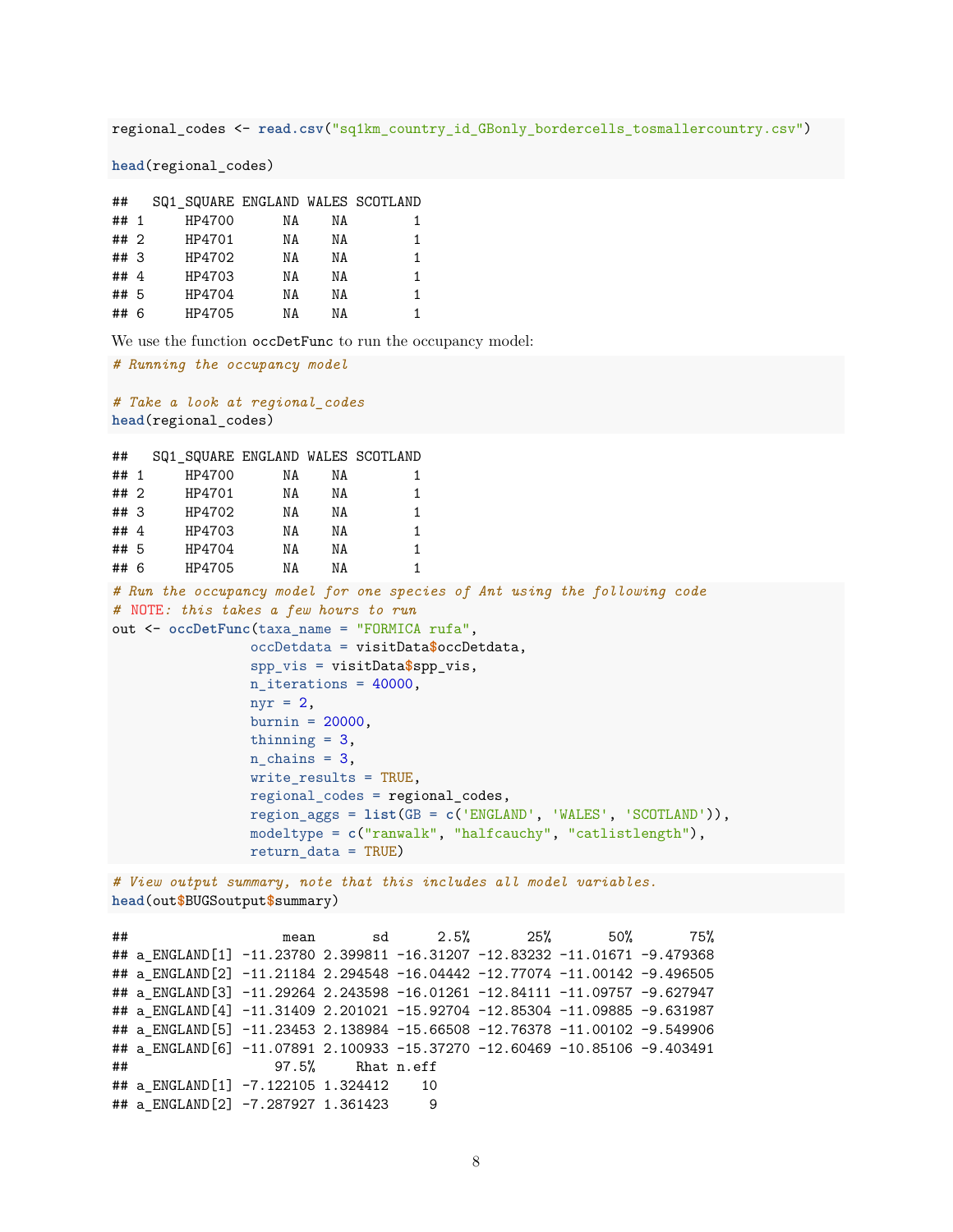```r
regional_codes <- read.csv("sq1km_country_id_GBonly_bordercells_tosmallercountry.csv")

head(regional_codes)
```

```
##   SQ1_SQUARE ENGLAND WALES SCOTLAND
## 1     HP4700      NA    NA        1
## 2     HP4701      NA    NA        1
## 3     HP4702      NA    NA        1
## 4     HP4703      NA    NA        1
## 5     HP4704      NA    NA        1
## 6     HP4705      NA    NA        1
```

We use the function occDetFunc to run the occupancy model:

```r
# Running the occupancy model

# Take a look at regional_codes
head(regional_codes)
```

```
##   SQ1_SQUARE ENGLAND WALES SCOTLAND
## 1     HP4700      NA    NA        1
## 2     HP4701      NA    NA        1
## 3     HP4702      NA    NA        1
## 4     HP4703      NA    NA        1
## 5     HP4704      NA    NA        1
## 6     HP4705      NA    NA        1
```

```r
# Run the occupancy model for one species of Ant using the following code
# NOTE: this takes a few hours to run
out <- occDetFunc(taxa_name = "FORMICA rufa",
                  occDetdata = visitData$occDetdata,
                  spp_vis = visitData$spp_vis,
                  n_iterations = 40000,
                  nyr = 2,
                  burnin = 20000,
                  thinning = 3,
                  n_chains = 3,
                  write_results = TRUE,
                  regional_codes = regional_codes,
                  region_aggs = list(GB = c('ENGLAND', 'WALES', 'SCOTLAND')),
                  modeltype = c("ranwalk", "halfcauchy", "catlistlength"),
                  return_data = TRUE)
```

```r
# View output summary, note that this includes all model variables.
head(out$BUGSoutput$summary)
```

```
##                   mean       sd      2.5%       25%       50%       75%
## a_ENGLAND[1] -11.23780 2.399811 -16.31207 -12.83232 -11.01671 -9.479368
## a_ENGLAND[2] -11.21184 2.294548 -16.04442 -12.77074 -11.00142 -9.496505
## a_ENGLAND[3] -11.29264 2.243598 -16.01261 -12.84111 -11.09757 -9.627947
## a_ENGLAND[4] -11.31409 2.201021 -15.92704 -12.85304 -11.09885 -9.631987
## a_ENGLAND[5] -11.23453 2.138984 -15.66508 -12.76378 -11.00102 -9.549906
## a_ENGLAND[6] -11.07891 2.100933 -15.37270 -12.60469 -10.85106 -9.403491
##                  97.5%     Rhat n.eff
## a_ENGLAND[1] -7.122105 1.324412    10
## a_ENGLAND[2] -7.287927 1.361423     9
```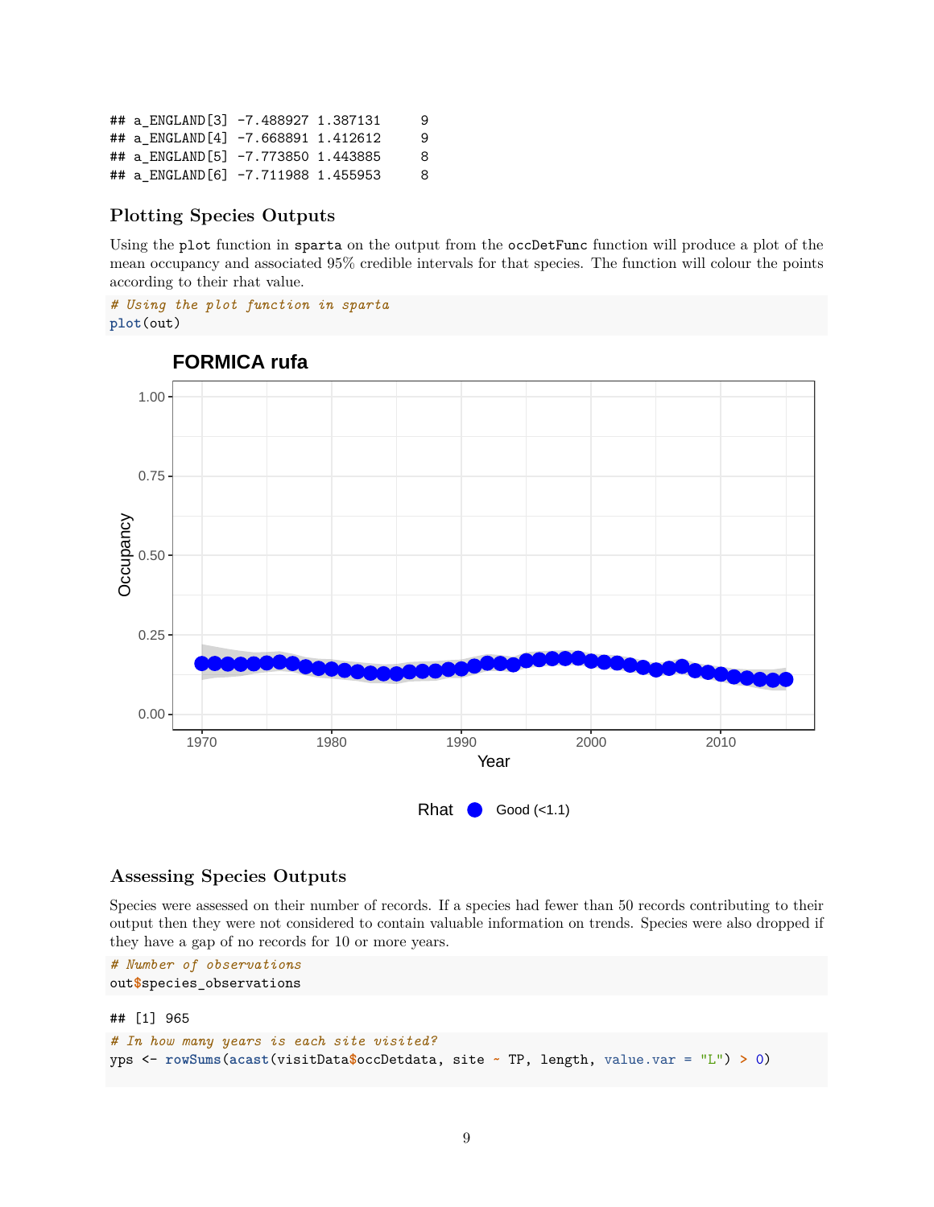```
## a_ENGLAND[3] -7.488927 1.387131     9
## a_ENGLAND[4] -7.668891 1.412612     9
## a_ENGLAND[5] -7.773850 1.443885     8
## a_ENGLAND[6] -7.711988 1.455953     8
```

### Plotting Species Outputs

Using the plot function in sparta on the output from the occDetFunc function will produce a plot of the mean occupancy and associated 95% credible intervals for that species. The function will colour the points according to their rhat value.

```
# Using the plot function in sparta
plot(out)
```

### Assessing Species Outputs

Species were assessed on their number of records. If a species had fewer than 50 records contributing to their output then they were not considered to contain valuable information on trends. Species were also dropped if they have a gap of no records for 10 or more years.

```
# Number of observations
out$species_observations
```

```
## [1] 965
```

```
# In how many years is each site visited?
yps <- rowSums(acast(visitData$occDetdata, site ~ TP, length, value.var = "L") > 0)
```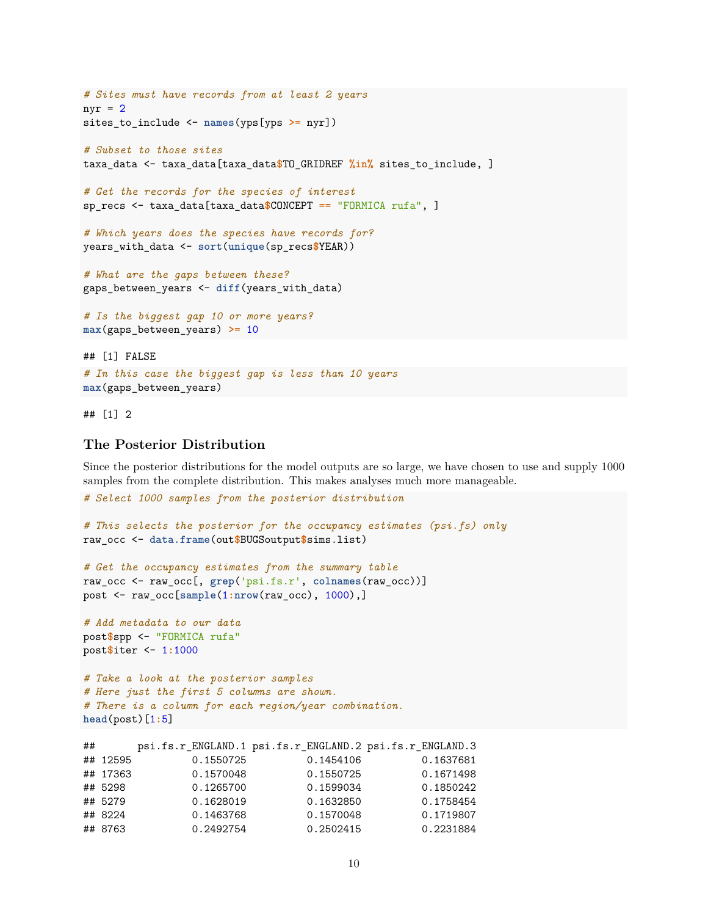```r
# Sites must have records from at least 2 years
nyr = 2
sites_to_include <- names(yps[yps >= nyr])

# Subset to those sites
taxa_data <- taxa_data[taxa_data$TO_GRIDREF %in% sites_to_include, ]

# Get the records for the species of interest
sp_recs <- taxa_data[taxa_data$CONCEPT == "FORMICA rufa", ]

# Which years does the species have records for?
years_with_data <- sort(unique(sp_recs$YEAR))

# What are the gaps between these?
gaps_between_years <- diff(years_with_data)

# Is the biggest gap 10 or more years?
max(gaps_between_years) >= 10
```

```
## [1] FALSE
```

```r
# In this case the biggest gap is less than 10 years
max(gaps_between_years)
```

```
## [1] 2
```

### The Posterior Distribution

Since the posterior distributions for the model outputs are so large, we have chosen to use and supply 1000 samples from the complete distribution. This makes analyses much more manageable.

```r
# Select 1000 samples from the posterior distribution

# This selects the posterior for the occupancy estimates (psi.fs) only
raw_occ <- data.frame(out$BUGSoutput$sims.list)

# Get the occupancy estimates from the summary table
raw_occ <- raw_occ[, grep('psi.fs.r', colnames(raw_occ))]
post <- raw_occ[sample(1:nrow(raw_occ), 1000),]

# Add metadata to our data
post$spp <- "FORMICA rufa"
post$iter <- 1:1000

# Take a look at the posterior samples
# Here just the first 5 columns are shown.
# There is a column for each region/year combination.
head(post)[1:5]
```

```
##       psi.fs.r_ENGLAND.1 psi.fs.r_ENGLAND.2 psi.fs.r_ENGLAND.3
## 12595          0.1550725          0.1454106          0.1637681
## 17363          0.1570048          0.1550725          0.1671498
## 5298           0.1265700          0.1599034          0.1850242
## 5279           0.1628019          0.1632850          0.1758454
## 8224           0.1463768          0.1570048          0.1719807
## 8763           0.2492754          0.2502415          0.2231884
```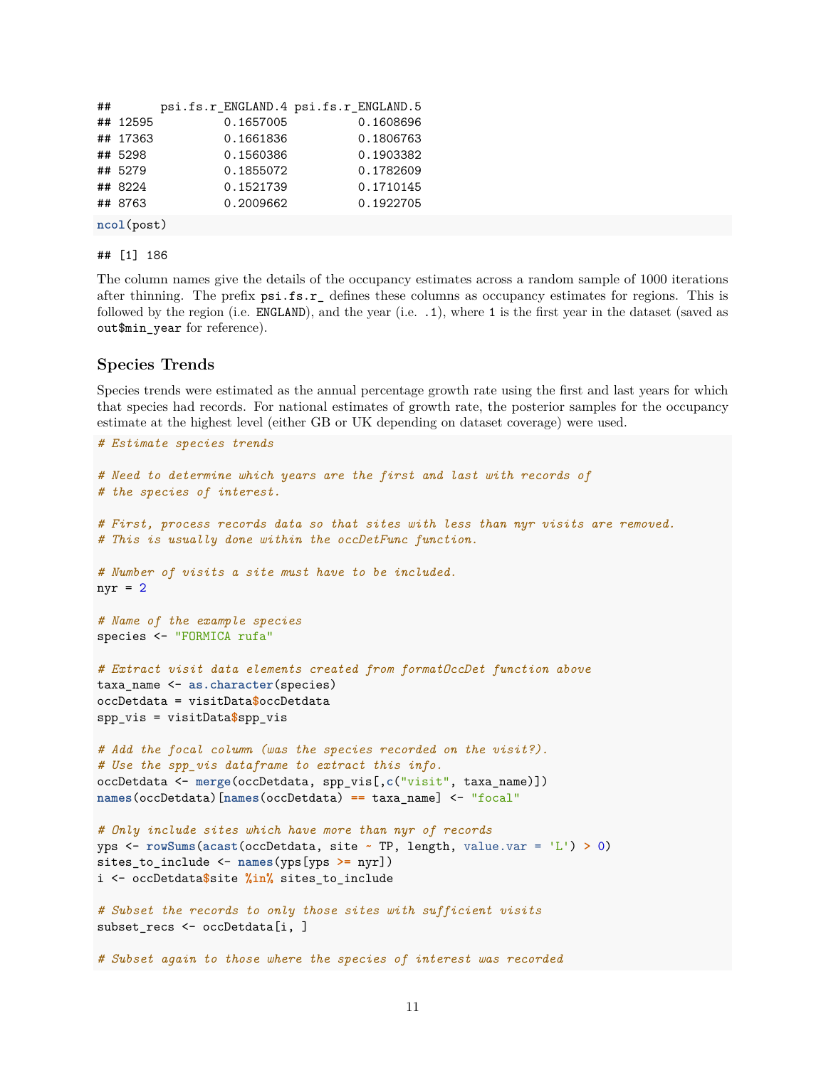```
##       psi.fs.r_ENGLAND.4 psi.fs.r_ENGLAND.5
## 12595          0.1657005          0.1608696
## 17363          0.1661836          0.1806763
## 5298           0.1560386          0.1903382
## 5279           0.1855072          0.1782609
## 8224           0.1521739          0.1710145
## 8763           0.2009662          0.1922705
```

```r
ncol(post)
```

```
## [1] 186
```

The column names give the details of the occupancy estimates across a random sample of 1000 iterations after thinning. The prefix `psi.fs.r_` defines these columns as occupancy estimates for regions. This is followed by the region (i.e. `ENGLAND`), and the year (i.e. `.1`), where `1` is the first year in the dataset (saved as `out$min_year` for reference).

### Species Trends

Species trends were estimated as the annual percentage growth rate using the first and last years for which that species had records. For national estimates of growth rate, the posterior samples for the occupancy estimate at the highest level (either GB or UK depending on dataset coverage) were used.

```r
# Estimate species trends

# Need to determine which years are the first and last with records of
# the species of interest.

# First, process records data so that sites with less than nyr visits are removed.
# This is usually done within the occDetFunc function.

# Number of visits a site must have to be included.
nyr = 2

# Name of the example species
species <- "FORMICA rufa"

# Extract visit data elements created from formatOccDet function above
taxa_name <- as.character(species)
occDetdata = visitData$occDetdata
spp_vis = visitData$spp_vis

# Add the focal column (was the species recorded on the visit?).
# Use the spp_vis dataframe to extract this info.
occDetdata <- merge(occDetdata, spp_vis[,c("visit", taxa_name)])
names(occDetdata)[names(occDetdata) == taxa_name] <- "focal"

# Only include sites which have more than nyr of records
yps <- rowSums(acast(occDetdata, site ~ TP, length, value.var = 'L') > 0)
sites_to_include <- names(yps[yps >= nyr])
i <- occDetdata$site %in% sites_to_include

# Subset the records to only those sites with sufficient visits
subset_recs <- occDetdata[i, ]

# Subset again to those where the species of interest was recorded
```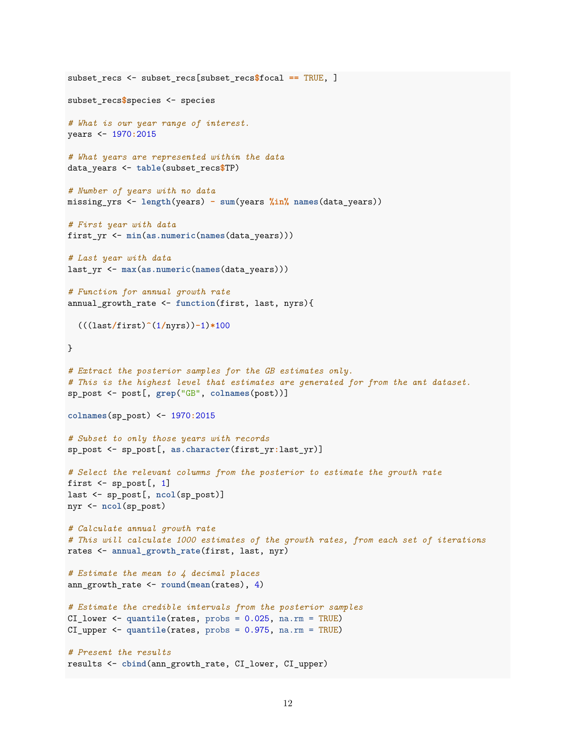```
subset_recs <- subset_recs[subset_recs$focal == TRUE, ]

subset_recs$species <- species

# What is our year range of interest.
years <- 1970:2015

# What years are represented within the data
data_years <- table(subset_recs$TP)

# Number of years with no data
missing_yrs <- length(years) - sum(years %in% names(data_years))

# First year with data
first_yr <- min(as.numeric(names(data_years)))

# Last year with data
last_yr <- max(as.numeric(names(data_years)))

# Function for annual growth rate
annual_growth_rate <- function(first, last, nyrs){

  (((last/first)^(1/nyrs))-1)*100

}

# Extract the posterior samples for the GB estimates only.
# This is the highest level that estimates are generated for from the ant dataset.
sp_post <- post[, grep("GB", colnames(post))]

colnames(sp_post) <- 1970:2015

# Subset to only those years with records
sp_post <- sp_post[, as.character(first_yr:last_yr)]

# Select the relevant columns from the posterior to estimate the growth rate
first <- sp_post[, 1]
last <- sp_post[, ncol(sp_post)]
nyr <- ncol(sp_post)

# Calculate annual growth rate
# This will calculate 1000 estimates of the growth rates, from each set of iterations
rates <- annual_growth_rate(first, last, nyr)

# Estimate the mean to 4 decimal places
ann_growth_rate <- round(mean(rates), 4)

# Estimate the credible intervals from the posterior samples
CI_lower <- quantile(rates, probs = 0.025, na.rm = TRUE)
CI_upper <- quantile(rates, probs = 0.975, na.rm = TRUE)

# Present the results
results <- cbind(ann_growth_rate, CI_lower, CI_upper)
```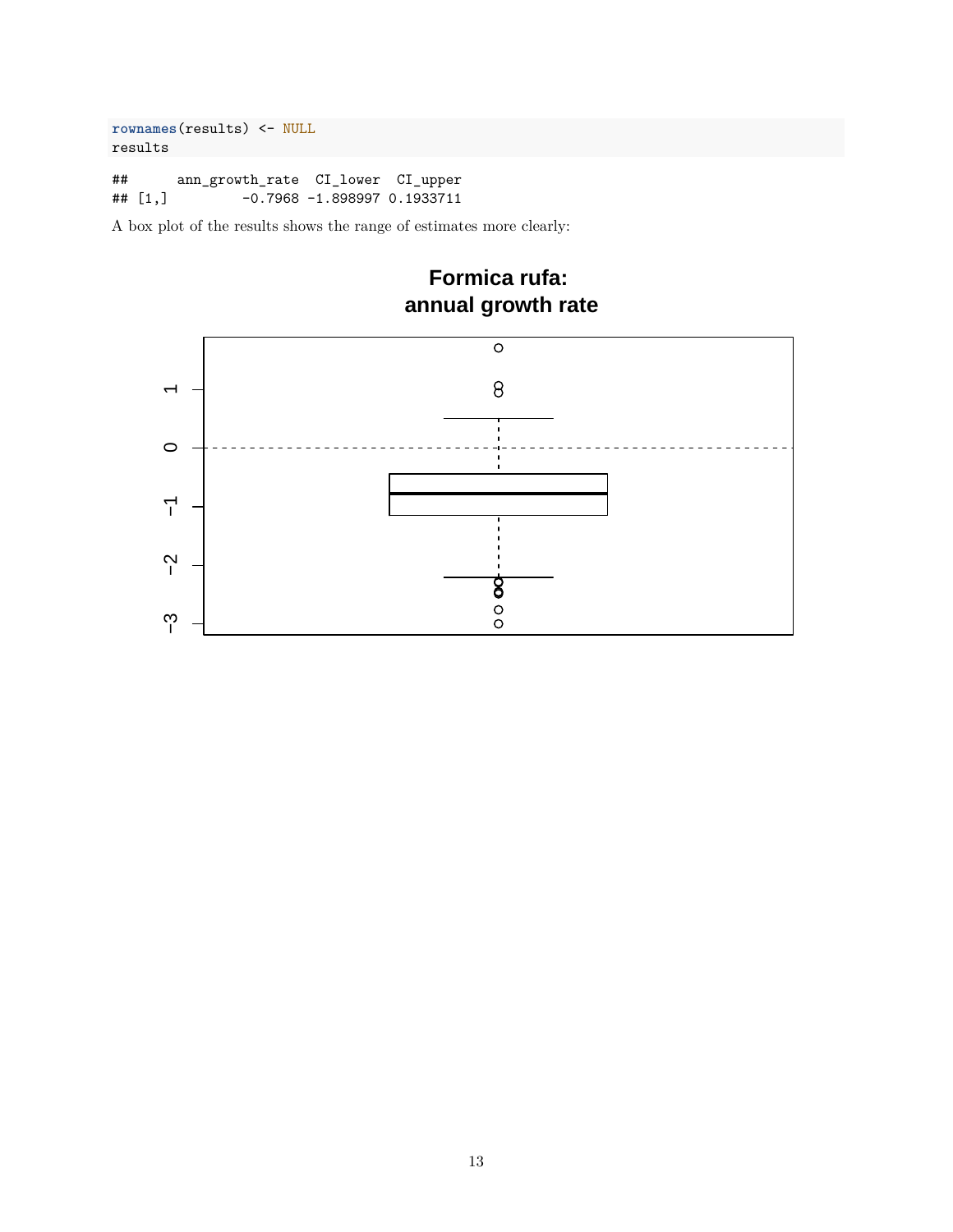```r
rownames(results) <- NULL
results
```

```
##      ann_growth_rate  CI_lower  CI_upper
## [1,]         -0.7968 -1.898997 0.1933711
```

A box plot of the results shows the range of estimates more clearly:

**Formica rufa:**
**annual growth rate**

1
0
−1
−2
−3